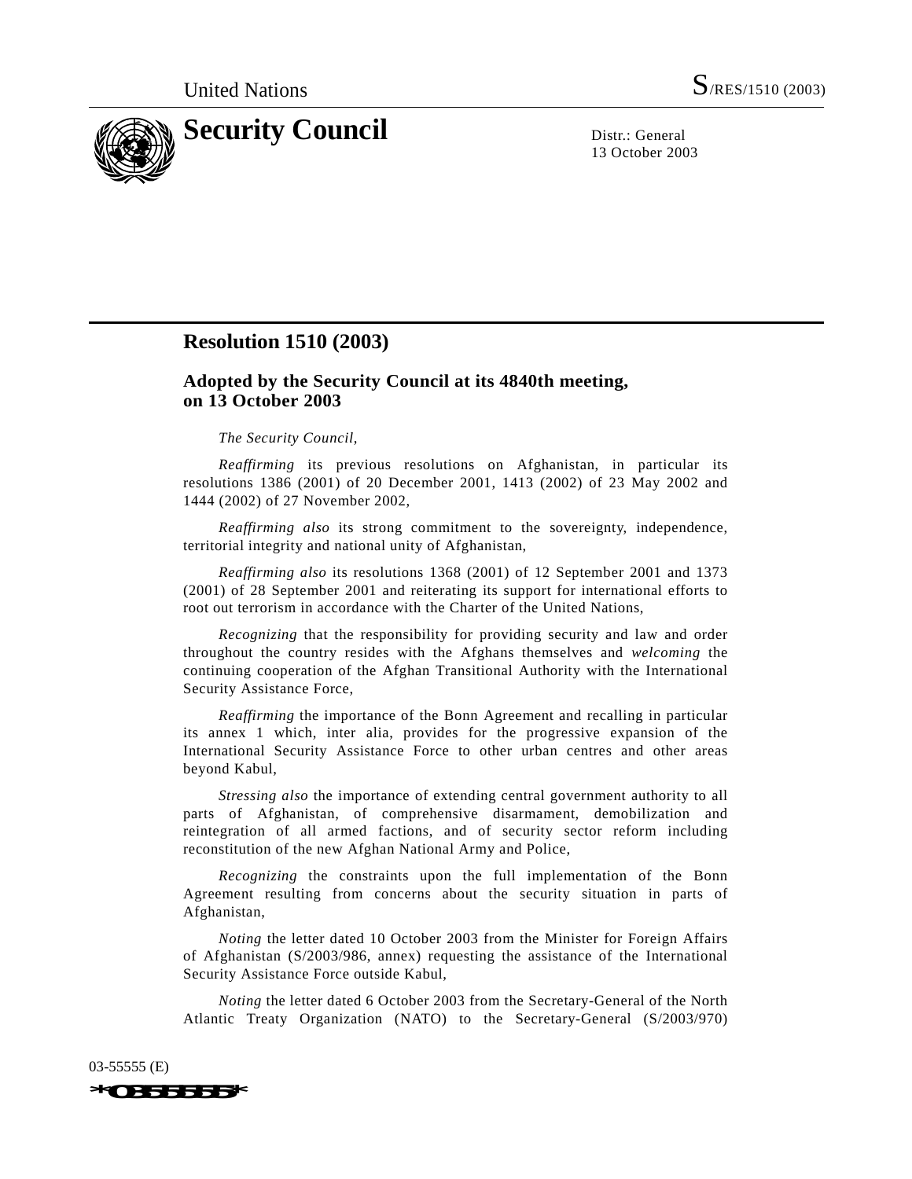United Nations S/RES/1510 (2003)

# Security Council

Distr.: General
13 October 2003

## Resolution 1510 (2003)

### Adopted by the Security Council at its 4840th meeting, on 13 October 2003

*The Security Council*,

*Reaffirming* its previous resolutions on Afghanistan, in particular its resolutions 1386 (2001) of 20 December 2001, 1413 (2002) of 23 May 2002 and 1444 (2002) of 27 November 2002,

*Reaffirming also* its strong commitment to the sovereignty, independence, territorial integrity and national unity of Afghanistan,

*Reaffirming also* its resolutions 1368 (2001) of 12 September 2001 and 1373 (2001) of 28 September 2001 and reiterating its support for international efforts to root out terrorism in accordance with the Charter of the United Nations,

*Recognizing* that the responsibility for providing security and law and order throughout the country resides with the Afghans themselves and *welcoming* the continuing cooperation of the Afghan Transitional Authority with the International Security Assistance Force,

*Reaffirming* the importance of the Bonn Agreement and recalling in particular its annex 1 which, inter alia, provides for the progressive expansion of the International Security Assistance Force to other urban centres and other areas beyond Kabul,

*Stressing also* the importance of extending central government authority to all parts of Afghanistan, of comprehensive disarmament, demobilization and reintegration of all armed factions, and of security sector reform including reconstitution of the new Afghan National Army and Police,

*Recognizing* the constraints upon the full implementation of the Bonn Agreement resulting from concerns about the security situation in parts of Afghanistan,

*Noting* the letter dated 10 October 2003 from the Minister for Foreign Affairs of Afghanistan (S/2003/986, annex) requesting the assistance of the International Security Assistance Force outside Kabul,

*Noting* the letter dated 6 October 2003 from the Secretary-General of the North Atlantic Treaty Organization (NATO) to the Secretary-General (S/2003/970)

03-55555 (E)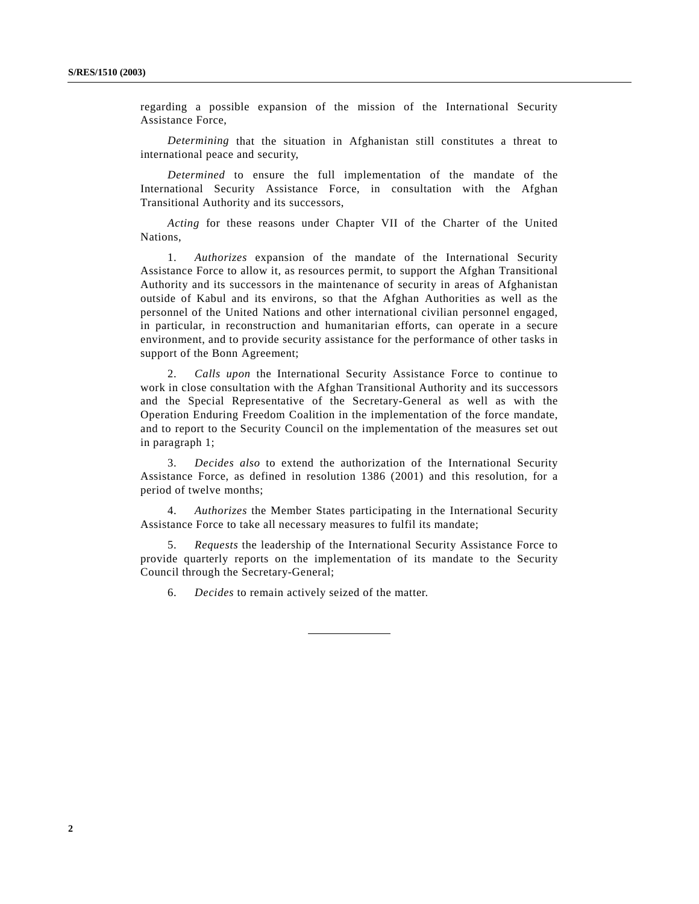regarding a possible expansion of the mission of the International Security Assistance Force,

*Determining* that the situation in Afghanistan still constitutes a threat to international peace and security,

*Determined* to ensure the full implementation of the mandate of the International Security Assistance Force, in consultation with the Afghan Transitional Authority and its successors,

*Acting* for these reasons under Chapter VII of the Charter of the United Nations,

1. *Authorizes* expansion of the mandate of the International Security Assistance Force to allow it, as resources permit, to support the Afghan Transitional Authority and its successors in the maintenance of security in areas of Afghanistan outside of Kabul and its environs, so that the Afghan Authorities as well as the personnel of the United Nations and other international civilian personnel engaged, in particular, in reconstruction and humanitarian efforts, can operate in a secure environment, and to provide security assistance for the performance of other tasks in support of the Bonn Agreement;

2. *Calls upon* the International Security Assistance Force to continue to work in close consultation with the Afghan Transitional Authority and its successors and the Special Representative of the Secretary-General as well as with the Operation Enduring Freedom Coalition in the implementation of the force mandate, and to report to the Security Council on the implementation of the measures set out in paragraph 1;

3. *Decides also* to extend the authorization of the International Security Assistance Force, as defined in resolution 1386 (2001) and this resolution, for a period of twelve months;

4. *Authorizes* the Member States participating in the International Security Assistance Force to take all necessary measures to fulfil its mandate;

5. *Requests* the leadership of the International Security Assistance Force to provide quarterly reports on the implementation of its mandate to the Security Council through the Secretary-General;

6. *Decides* to remain actively seized of the matter.